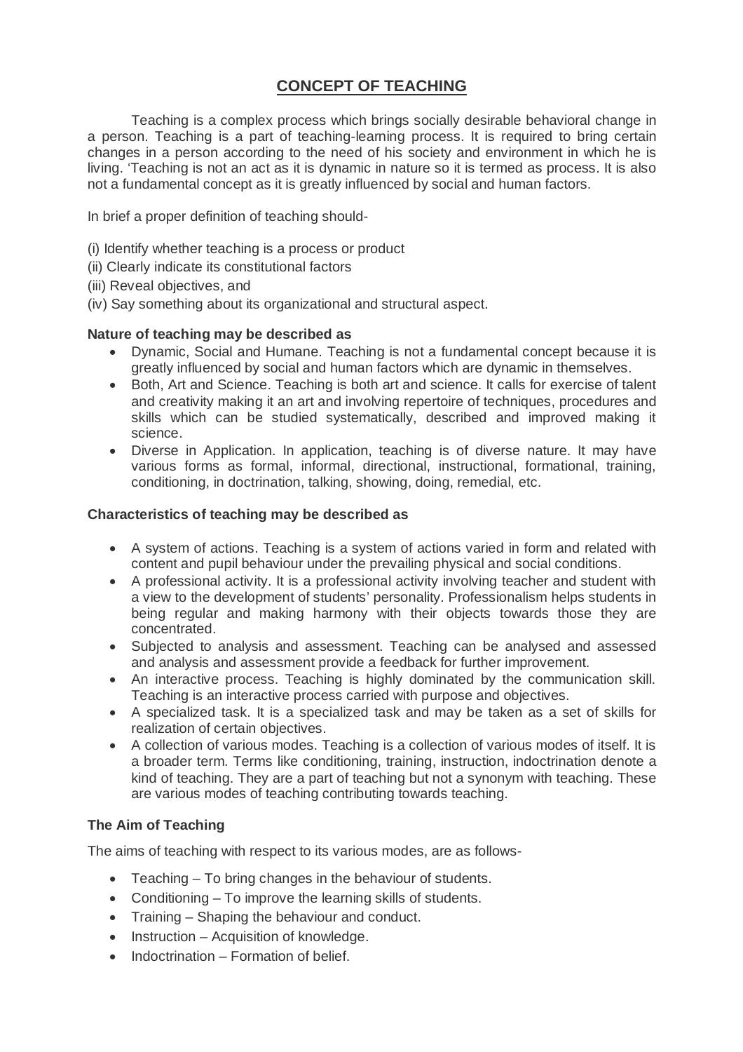# CONCEPT OF TEACHING

Teaching is a complex process which brings socially desirable behavioral change in a person. Teaching is a part of teaching-learning process. It is required to bring certain changes in a person according to the need of his society and environment in which he is living. 'Teaching is not an act as it is dynamic in nature so it is termed as process. It is also not a fundamental concept as it is greatly influenced by social and human factors.

In brief a proper definition of teaching should-

(i) Identify whether teaching is a process or product
(ii) Clearly indicate its constitutional factors
(iii) Reveal objectives, and
(iv) Say something about its organizational and structural aspect.

**Nature of teaching may be described as**

- Dynamic, Social and Humane. Teaching is not a fundamental concept because it is greatly influenced by social and human factors which are dynamic in themselves.
- Both, Art and Science. Teaching is both art and science. It calls for exercise of talent and creativity making it an art and involving repertoire of techniques, procedures and skills which can be studied systematically, described and improved making it science.
- Diverse in Application. In application, teaching is of diverse nature. It may have various forms as formal, informal, directional, instructional, formational, training, conditioning, in doctrination, talking, showing, doing, remedial, etc.

**Characteristics of teaching may be described as**

- A system of actions. Teaching is a system of actions varied in form and related with content and pupil behaviour under the prevailing physical and social conditions.
- A professional activity. It is a professional activity involving teacher and student with a view to the development of students' personality. Professionalism helps students in being regular and making harmony with their objects towards those they are concentrated.
- Subjected to analysis and assessment. Teaching can be analysed and assessed and analysis and assessment provide a feedback for further improvement.
- An interactive process. Teaching is highly dominated by the communication skill. Teaching is an interactive process carried with purpose and objectives.
- A specialized task. It is a specialized task and may be taken as a set of skills for realization of certain objectives.
- A collection of various modes. Teaching is a collection of various modes of itself. It is a broader term. Terms like conditioning, training, instruction, indoctrination denote a kind of teaching. They are a part of teaching but not a synonym with teaching. These are various modes of teaching contributing towards teaching.

**The Aim of Teaching**

The aims of teaching with respect to its various modes, are as follows-

- Teaching – To bring changes in the behaviour of students.
- Conditioning – To improve the learning skills of students.
- Training – Shaping the behaviour and conduct.
- Instruction – Acquisition of knowledge.
- Indoctrination – Formation of belief.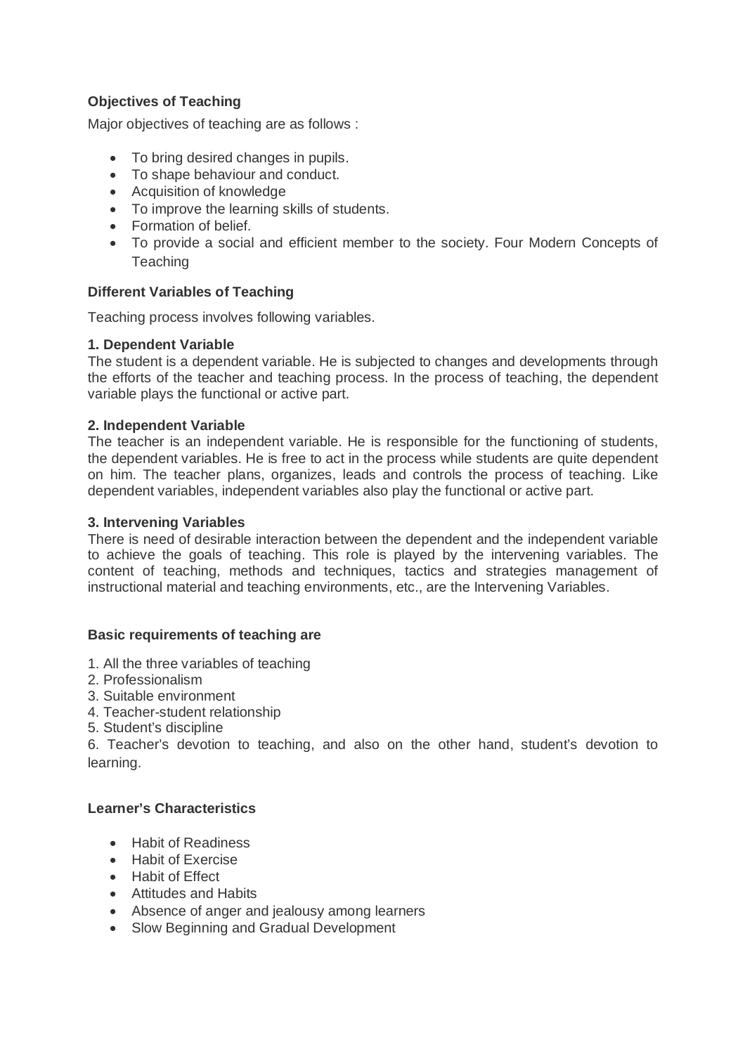**Objectives of Teaching**

Major objectives of teaching are as follows :

- To bring desired changes in pupils.
- To shape behaviour and conduct.
- Acquisition of knowledge
- To improve the learning skills of students.
- Formation of belief.
- To provide a social and efficient member to the society. Four Modern Concepts of Teaching

**Different Variables of Teaching**

Teaching process involves following variables.

**1. Dependent Variable**
The student is a dependent variable. He is subjected to changes and developments through the efforts of the teacher and teaching process. In the process of teaching, the dependent variable plays the functional or active part.

**2. Independent Variable**
The teacher is an independent variable. He is responsible for the functioning of students, the dependent variables. He is free to act in the process while students are quite dependent on him. The teacher plans, organizes, leads and controls the process of teaching. Like dependent variables, independent variables also play the functional or active part.

**3. Intervening Variables**
There is need of desirable interaction between the dependent and the independent variable to achieve the goals of teaching. This role is played by the intervening variables. The content of teaching, methods and techniques, tactics and strategies management of instructional material and teaching environments, etc., are the Intervening Variables.

**Basic requirements of teaching are**

1. All the three variables of teaching
2. Professionalism
3. Suitable environment
4. Teacher-student relationship
5. Student's discipline
6. Teacher's devotion to teaching, and also on the other hand, student's devotion to learning.

**Learner's Characteristics**

- Habit of Readiness
- Habit of Exercise
- Habit of Effect
- Attitudes and Habits
- Absence of anger and jealousy among learners
- Slow Beginning and Gradual Development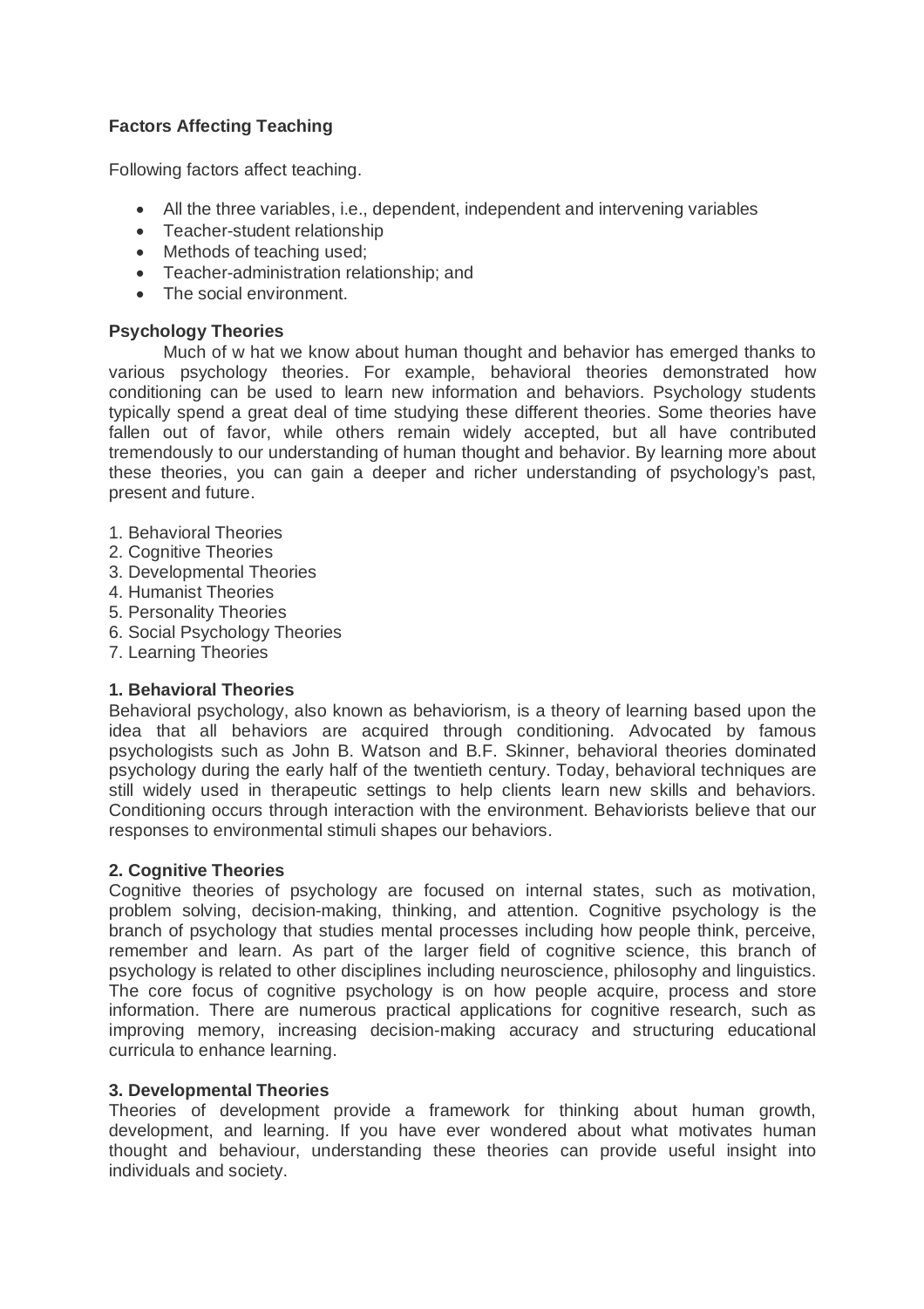**Factors Affecting Teaching**

Following factors affect teaching.

- All the three variables, i.e., dependent, independent and intervening variables
- Teacher-student relationship
- Methods of teaching used;
- Teacher-administration relationship; and
- The social environment.

**Psychology Theories**

Much of w hat we know about human thought and behavior has emerged thanks to various psychology theories. For example, behavioral theories demonstrated how conditioning can be used to learn new information and behaviors. Psychology students typically spend a great deal of time studying these different theories. Some theories have fallen out of favor, while others remain widely accepted, but all have contributed tremendously to our understanding of human thought and behavior. By learning more about these theories, you can gain a deeper and richer understanding of psychology's past, present and future.

1. Behavioral Theories
2. Cognitive Theories
3. Developmental Theories
4. Humanist Theories
5. Personality Theories
6. Social Psychology Theories
7. Learning Theories

**1. Behavioral Theories**

Behavioral psychology, also known as behaviorism, is a theory of learning based upon the idea that all behaviors are acquired through conditioning. Advocated by famous psychologists such as John B. Watson and B.F. Skinner, behavioral theories dominated psychology during the early half of the twentieth century. Today, behavioral techniques are still widely used in therapeutic settings to help clients learn new skills and behaviors. Conditioning occurs through interaction with the environment. Behaviorists believe that our responses to environmental stimuli shapes our behaviors.

**2. Cognitive Theories**

Cognitive theories of psychology are focused on internal states, such as motivation, problem solving, decision-making, thinking, and attention. Cognitive psychology is the branch of psychology that studies mental processes including how people think, perceive, remember and learn. As part of the larger field of cognitive science, this branch of psychology is related to other disciplines including neuroscience, philosophy and linguistics. The core focus of cognitive psychology is on how people acquire, process and store information. There are numerous practical applications for cognitive research, such as improving memory, increasing decision-making accuracy and structuring educational curricula to enhance learning.

**3. Developmental Theories**

Theories of development provide a framework for thinking about human growth, development, and learning. If you have ever wondered about what motivates human thought and behaviour, understanding these theories can provide useful insight into individuals and society.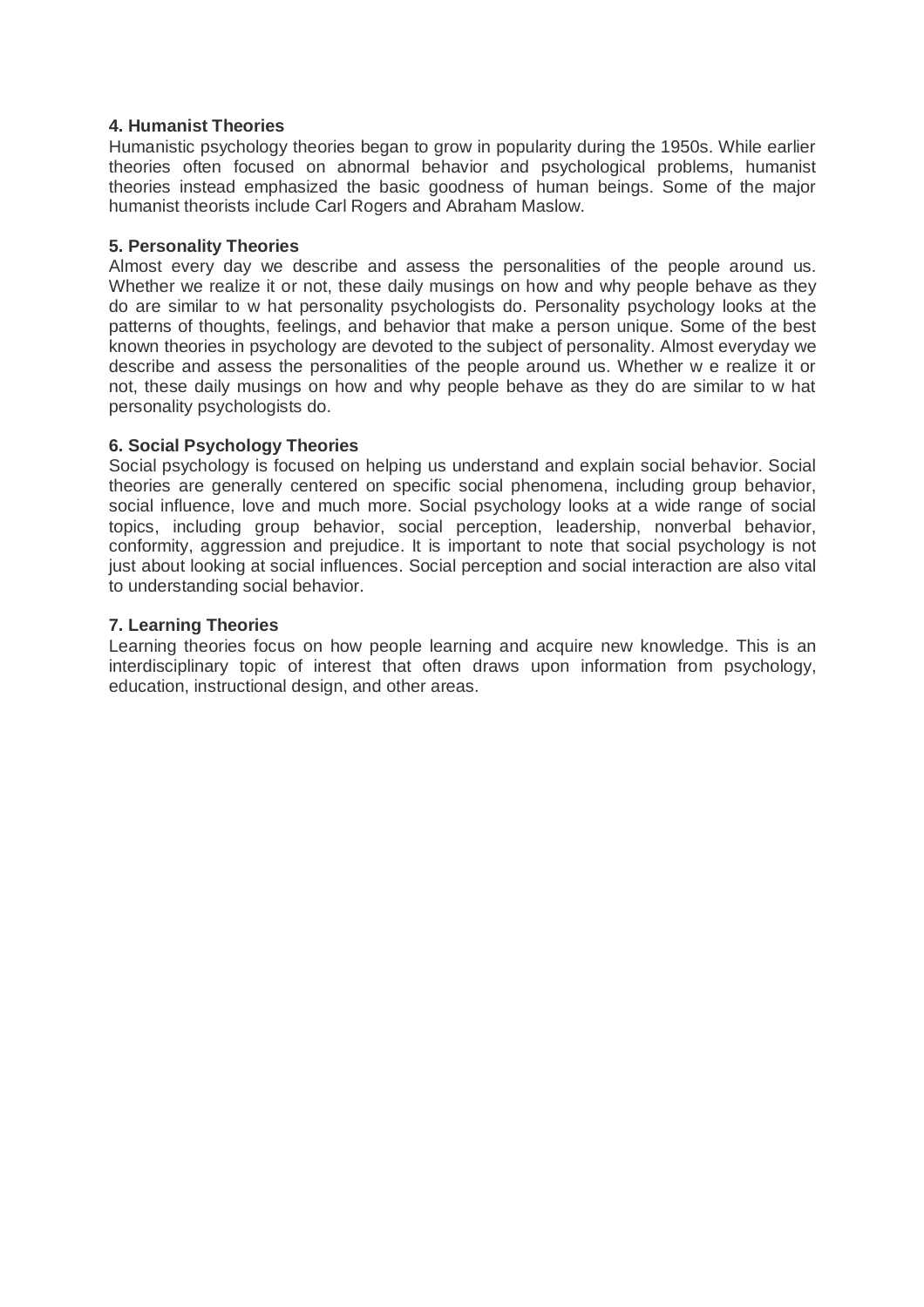**4. Humanist Theories**

Humanistic psychology theories began to grow in popularity during the 1950s. While earlier theories often focused on abnormal behavior and psychological problems, humanist theories instead emphasized the basic goodness of human beings. Some of the major humanist theorists include Carl Rogers and Abraham Maslow.

**5. Personality Theories**

Almost every day we describe and assess the personalities of the people around us. Whether we realize it or not, these daily musings on how and why people behave as they do are similar to w hat personality psychologists do. Personality psychology looks at the patterns of thoughts, feelings, and behavior that make a person unique. Some of the best known theories in psychology are devoted to the subject of personality. Almost everyday we describe and assess the personalities of the people around us. Whether w e realize it or not, these daily musings on how and why people behave as they do are similar to w hat personality psychologists do.

**6. Social Psychology Theories**

Social psychology is focused on helping us understand and explain social behavior. Social theories are generally centered on specific social phenomena, including group behavior, social influence, love and much more. Social psychology looks at a wide range of social topics, including group behavior, social perception, leadership, nonverbal behavior, conformity, aggression and prejudice. It is important to note that social psychology is not just about looking at social influences. Social perception and social interaction are also vital to understanding social behavior.

**7. Learning Theories**

Learning theories focus on how people learning and acquire new knowledge. This is an interdisciplinary topic of interest that often draws upon information from psychology, education, instructional design, and other areas.